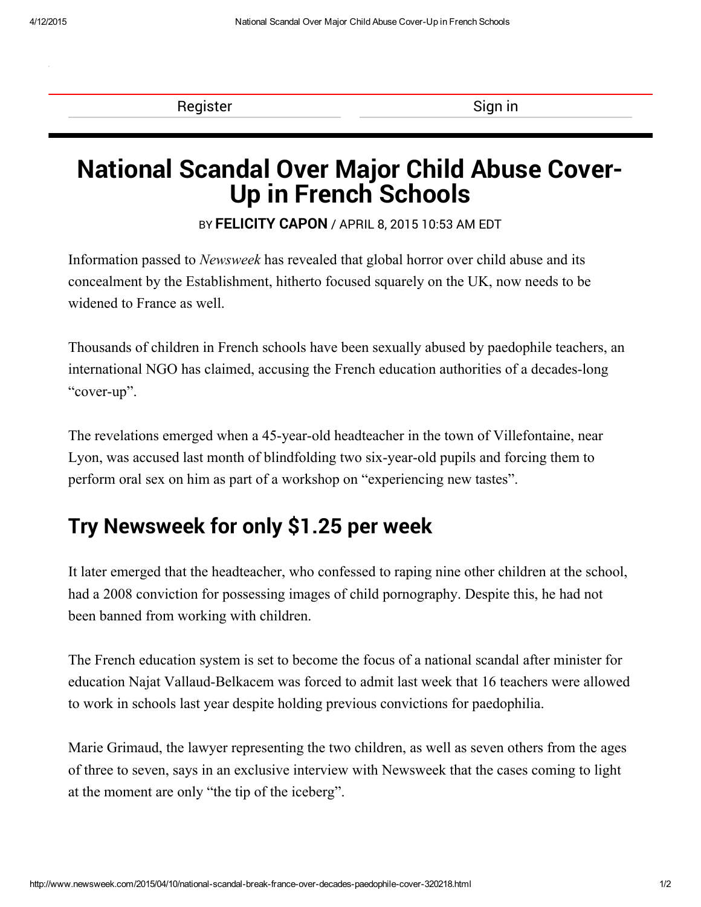Register

Sign in

# National Scandal Over Major Child Abuse Cover-Up in French Schools

BY **FELICITY CAPON** / APRIL 8, 2015 10:53 AM EDT

Information passed to *Newsweek* has revealed that global horror over child abuse and its concealment by the Establishment, hitherto focused squarely on the UK, now needs to be widened to France as well.

Thousands of children in French schools have been sexually abused by paedophile teachers, an international NGO has claimed, accusing the French education authorities of a decades-long "cover-up".

The revelations emerged when a 45-year-old headteacher in the town of Villefontaine, near Lyon, was accused last month of blindfolding two six-year-old pupils and forcing them to perform oral sex on him as part of a workshop on "experiencing new tastes".

## Try Newsweek for only $1.25 per week

It later emerged that the headteacher, who confessed to raping nine other children at the school, had a 2008 conviction for possessing images of child pornography. Despite this, he had not been banned from working with children.

The French education system is set to become the focus of a national scandal after minister for education Najat Vallaud-Belkacem was forced to admit last week that 16 teachers were allowed to work in schools last year despite holding previous convictions for paedophilia.

Marie Grimaud, the lawyer representing the two children, as well as seven others from the ages of three to seven, says in an exclusive interview with Newsweek that the cases coming to light at the moment are only "the tip of the iceberg".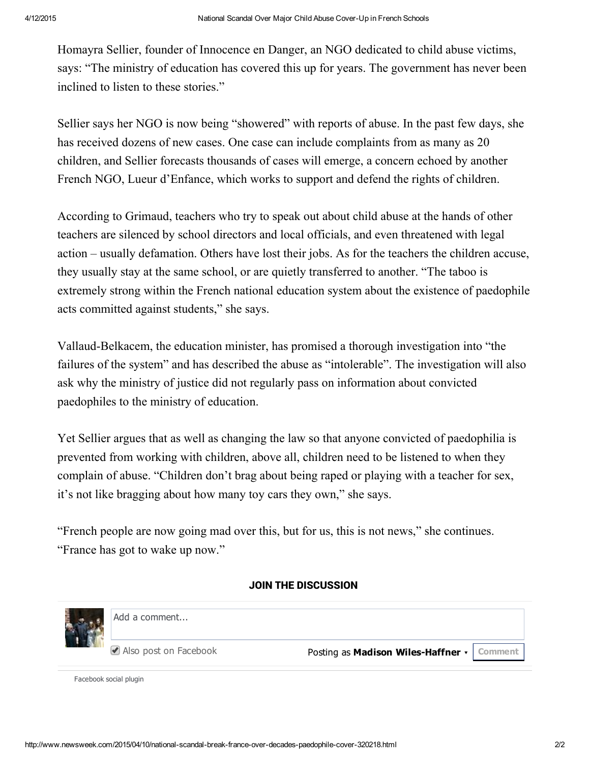Homayra Sellier, founder of Innocence en Danger, an NGO dedicated to child abuse victims, says: “The ministry of education has covered this up for years. The government has never been inclined to listen to these stories.”

Sellier says her NGO is now being “showered” with reports of abuse. In the past few days, she has received dozens of new cases. One case can include complaints from as many as 20 children, and Sellier forecasts thousands of cases will emerge, a concern echoed by another French NGO, Lueur d’Enfance, which works to support and defend the rights of children.

According to Grimaud, teachers who try to speak out about child abuse at the hands of other teachers are silenced by school directors and local officials, and even threatened with legal action – usually defamation. Others have lost their jobs. As for the teachers the children accuse, they usually stay at the same school, or are quietly transferred to another. “The taboo is extremely strong within the French national education system about the existence of paedophile acts committed against students,” she says.

Vallaud-Belkacem, the education minister, has promised a thorough investigation into “the failures of the system” and has described the abuse as “intolerable”. The investigation will also ask why the ministry of justice did not regularly pass on information about convicted paedophiles to the ministry of education.

Yet Sellier argues that as well as changing the law so that anyone convicted of paedophilia is prevented from working with children, above all, children need to be listened to when they complain of abuse. “Children don’t brag about being raped or playing with a teacher for sex, it’s not like bragging about how many toy cars they own,” she says.

“French people are now going mad over this, but for us, this is not news,” she continues. “France has got to wake up now.”

## JOIN THE DISCUSSION

Add a comment...

Also post on Facebook

Posting as **Madison Wiles-Haffner** ▾ Comment

Facebook social plugin